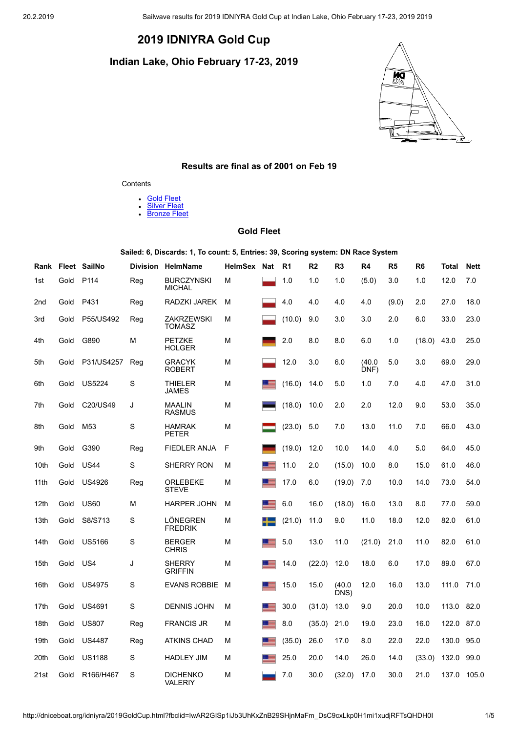# 2019 IDNIYRA Gold Cup

## Indian Lake, Ohio February 17-23, 2019

### Results are final as of 2001 on Feb 19

Contents

- Gold Fleet
- Silver Fleet
- Bronze Fleet

### Gold Fleet

**Sailed: 6, Discards: 1, To count: 5, Entries: 39, Scoring system: DN Race System**

| Rank | Fleet | SailNo | Division | HelmName | HelmSex | Nat | R1 | R2 | R3 | R4 | R5 | R6 | Total | Nett |
|---|---|---|---|---|---|---|---|---|---|---|---|---|---|---|
| 1st | Gold | P114 | Reg | BURCZYNSKI MICHAL | M | | 1.0 | 1.0 | 1.0 | (5.0) | 3.0 | 1.0 | 12.0 | 7.0 |
| 2nd | Gold | P431 | Reg | RADZKI JAREK | M | | 4.0 | 4.0 | 4.0 | 4.0 | (9.0) | 2.0 | 27.0 | 18.0 |
| 3rd | Gold | P55/US492 | Reg | ZAKRZEWSKI TOMASZ | M | | (10.0) | 9.0 | 3.0 | 3.0 | 2.0 | 6.0 | 33.0 | 23.0 |
| 4th | Gold | G890 | M | PETZKE HOLGER | M | | 2.0 | 8.0 | 8.0 | 6.0 | 1.0 | (18.0) | 43.0 | 25.0 |
| 5th | Gold | P31/US4257 | Reg | GRACYK ROBERT | M | | 12.0 | 3.0 | 6.0 | (40.0 DNF) | 5.0 | 3.0 | 69.0 | 29.0 |
| 6th | Gold | US5224 | S | THIELER JAMES | M | | (16.0) | 14.0 | 5.0 | 1.0 | 7.0 | 4.0 | 47.0 | 31.0 |
| 7th | Gold | C20/US49 | J | MAALIN RASMUS | M | | (18.0) | 10.0 | 2.0 | 2.0 | 12.0 | 9.0 | 53.0 | 35.0 |
| 8th | Gold | M53 | S | HAMRAK PETER | M | | (23.0) | 5.0 | 7.0 | 13.0 | 11.0 | 7.0 | 66.0 | 43.0 |
| 9th | Gold | G390 | Reg | FIEDLER ANJA | F | | (19.0) | 12.0 | 10.0 | 14.0 | 4.0 | 5.0 | 64.0 | 45.0 |
| 10th | Gold | US44 | S | SHERRY RON | M | | 11.0 | 2.0 | (15.0) | 10.0 | 8.0 | 15.0 | 61.0 | 46.0 |
| 11th | Gold | US4926 | Reg | ORLEBEKE STEVE | M | | 17.0 | 6.0 | (19.0) | 7.0 | 10.0 | 14.0 | 73.0 | 54.0 |
| 12th | Gold | US60 | M | HARPER JOHN | M | | 6.0 | 16.0 | (18.0) | 16.0 | 13.0 | 8.0 | 77.0 | 59.0 |
| 13th | Gold | S8/S713 | S | LÖNEGREN FREDRIK | M | | (21.0) | 11.0 | 9.0 | 11.0 | 18.0 | 12.0 | 82.0 | 61.0 |
| 14th | Gold | US5166 | S | BERGER CHRIS | M | | 5.0 | 13.0 | 11.0 | (21.0) | 21.0 | 11.0 | 82.0 | 61.0 |
| 15th | Gold | US4 | J | SHERRY GRIFFIN | M | | 14.0 | (22.0) | 12.0 | 18.0 | 6.0 | 17.0 | 89.0 | 67.0 |
| 16th | Gold | US4975 | S | EVANS ROBBIE | M | | 15.0 | 15.0 | (40.0 DNS) | 12.0 | 16.0 | 13.0 | 111.0 | 71.0 |
| 17th | Gold | US4691 | S | DENNIS JOHN | M | | 30.0 | (31.0) | 13.0 | 9.0 | 20.0 | 10.0 | 113.0 | 82.0 |
| 18th | Gold | US807 | Reg | FRANCIS JR | M | | 8.0 | (35.0) | 21.0 | 19.0 | 23.0 | 16.0 | 122.0 | 87.0 |
| 19th | Gold | US4487 | Reg | ATKINS CHAD | M | | (35.0) | 26.0 | 17.0 | 8.0 | 22.0 | 22.0 | 130.0 | 95.0 |
| 20th | Gold | US1188 | S | HADLEY JIM | M | | 25.0 | 20.0 | 14.0 | 26.0 | 14.0 | (33.0) | 132.0 | 99.0 |
| 21st | Gold | R166/H467 | S | DICHENKO VALERIY | M | | 7.0 | 30.0 | (32.0) | 17.0 | 30.0 | 21.0 | 137.0 | 105.0 |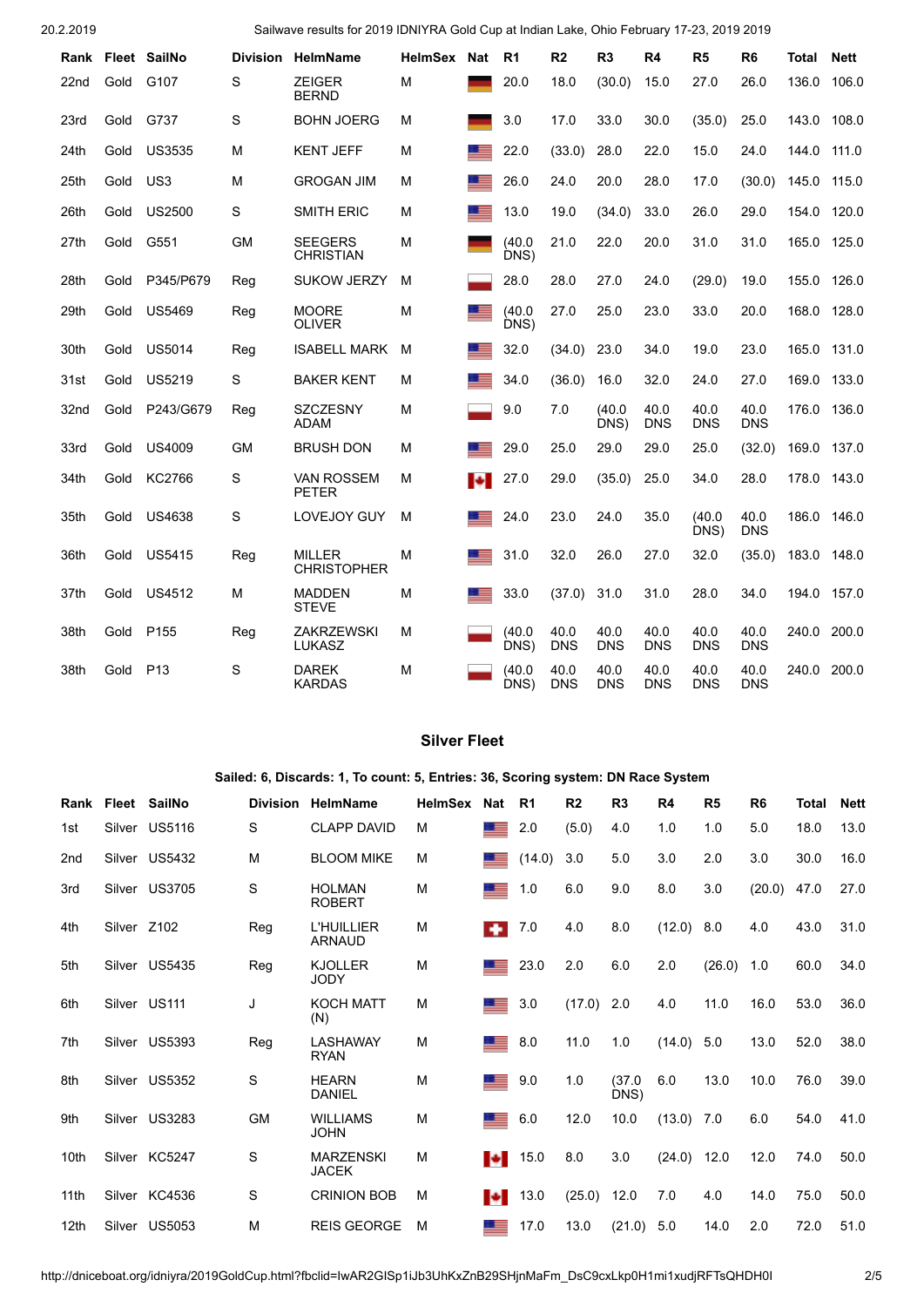| Rank | Fleet | SailNo | Division | HelmName | HelmSex | Nat | R1 | R2 | R3 | R4 | R5 | R6 | Total | Nett |
|---|---|---|---|---|---|---|---|---|---|---|---|---|---|---|
| 22nd | Gold | G107 | S | ZEIGER BERND | M | | 20.0 | 18.0 | (30.0) | 15.0 | 27.0 | 26.0 | 136.0 | 106.0 |
| 23rd | Gold | G737 | S | BOHN JOERG | M | | 3.0 | 17.0 | 33.0 | 30.0 | (35.0) | 25.0 | 143.0 | 108.0 |
| 24th | Gold | US3535 | M | KENT JEFF | M | | 22.0 | (33.0) | 28.0 | 22.0 | 15.0 | 24.0 | 144.0 | 111.0 |
| 25th | Gold | US3 | M | GROGAN JIM | M | | 26.0 | 24.0 | 20.0 | 28.0 | 17.0 | (30.0) | 145.0 | 115.0 |
| 26th | Gold | US2500 | S | SMITH ERIC | M | | 13.0 | 19.0 | (34.0) | 33.0 | 26.0 | 29.0 | 154.0 | 120.0 |
| 27th | Gold | G551 | GM | SEEGERS CHRISTIAN | M | | (40.0 DNS) | 21.0 | 22.0 | 20.0 | 31.0 | 31.0 | 165.0 | 125.0 |
| 28th | Gold | P345/P679 | Reg | SUKOW JERZY | M | | 28.0 | 28.0 | 27.0 | 24.0 | (29.0) | 19.0 | 155.0 | 126.0 |
| 29th | Gold | US5469 | Reg | MOORE OLIVER | M | | (40.0 DNS) | 27.0 | 25.0 | 23.0 | 33.0 | 20.0 | 168.0 | 128.0 |
| 30th | Gold | US5014 | Reg | ISABELL MARK | M | | 32.0 | (34.0) | 23.0 | 34.0 | 19.0 | 23.0 | 165.0 | 131.0 |
| 31st | Gold | US5219 | S | BAKER KENT | M | | 34.0 | (36.0) | 16.0 | 32.0 | 24.0 | 27.0 | 169.0 | 133.0 |
| 32nd | Gold | P243/G679 | Reg | SZCZESNY ADAM | M | | 9.0 | 7.0 | (40.0 DNS) | 40.0 DNS | 40.0 DNS | 40.0 DNS | 176.0 | 136.0 |
| 33rd | Gold | US4009 | GM | BRUSH DON | M | | 29.0 | 25.0 | 29.0 | 29.0 | 25.0 | (32.0) | 169.0 | 137.0 |
| 34th | Gold | KC2766 | S | VAN ROSSEM PETER | M | | 27.0 | 29.0 | (35.0) | 25.0 | 34.0 | 28.0 | 178.0 | 143.0 |
| 35th | Gold | US4638 | S | LOVEJOY GUY | M | | 24.0 | 23.0 | 24.0 | 35.0 | (40.0 DNS) | 40.0 DNS | 186.0 | 146.0 |
| 36th | Gold | US5415 | Reg | MILLER CHRISTOPHER | M | | 31.0 | 32.0 | 26.0 | 27.0 | 32.0 | (35.0) | 183.0 | 148.0 |
| 37th | Gold | US4512 | M | MADDEN STEVE | M | | 33.0 | (37.0) | 31.0 | 31.0 | 28.0 | 34.0 | 194.0 | 157.0 |
| 38th | Gold | P155 | Reg | ZAKRZEWSKI LUKASZ | M | | (40.0 DNS) | 40.0 DNS | 40.0 DNS | 40.0 DNS | 40.0 DNS | 40.0 DNS | 240.0 | 200.0 |
| 38th | Gold | P13 | S | DAREK KARDAS | M | | (40.0 DNS) | 40.0 DNS | 40.0 DNS | 40.0 DNS | 40.0 DNS | 40.0 DNS | 240.0 | 200.0 |

## Silver Fleet

**Sailed: 6, Discards: 1, To count: 5, Entries: 36, Scoring system: DN Race System**

| Rank | Fleet | SailNo | Division | HelmName | HelmSex | Nat | R1 | R2 | R3 | R4 | R5 | R6 | Total | Nett |
|---|---|---|---|---|---|---|---|---|---|---|---|---|---|---|
| 1st | Silver | US5116 | S | CLAPP DAVID | M | | 2.0 | (5.0) | 4.0 | 1.0 | 1.0 | 5.0 | 18.0 | 13.0 |
| 2nd | Silver | US5432 | M | BLOOM MIKE | M | | (14.0) | 3.0 | 5.0 | 3.0 | 2.0 | 3.0 | 30.0 | 16.0 |
| 3rd | Silver | US3705 | S | HOLMAN ROBERT | M | | 1.0 | 6.0 | 9.0 | 8.0 | 3.0 | (20.0) | 47.0 | 27.0 |
| 4th | Silver | Z102 | Reg | L'HUILLIER ARNAUD | M | | 7.0 | 4.0 | 8.0 | (12.0) | 8.0 | 4.0 | 43.0 | 31.0 |
| 5th | Silver | US5435 | Reg | KJOLLER JODY | M | | 23.0 | 2.0 | 6.0 | 2.0 | (26.0) | 1.0 | 60.0 | 34.0 |
| 6th | Silver | US111 | J | KOCH MATT (N) | M | | 3.0 | (17.0) | 2.0 | 4.0 | 11.0 | 16.0 | 53.0 | 36.0 |
| 7th | Silver | US5393 | Reg | LASHAWAY RYAN | M | | 8.0 | 11.0 | 1.0 | (14.0) | 5.0 | 13.0 | 52.0 | 38.0 |
| 8th | Silver | US5352 | S | HEARN DANIEL | M | | 9.0 | 1.0 | (37.0 DNS) | 6.0 | 13.0 | 10.0 | 76.0 | 39.0 |
| 9th | Silver | US3283 | GM | WILLIAMS JOHN | M | | 6.0 | 12.0 | 10.0 | (13.0) | 7.0 | 6.0 | 54.0 | 41.0 |
| 10th | Silver | KC5247 | S | MARZENSKI JACEK | M | | 15.0 | 8.0 | 3.0 | (24.0) | 12.0 | 12.0 | 74.0 | 50.0 |
| 11th | Silver | KC4536 | S | CRINION BOB | M | | 13.0 | (25.0) | 12.0 | 7.0 | 4.0 | 14.0 | 75.0 | 50.0 |
| 12th | Silver | US5053 | M | REIS GEORGE | M | | 17.0 | 13.0 | (21.0) | 5.0 | 14.0 | 2.0 | 72.0 | 51.0 |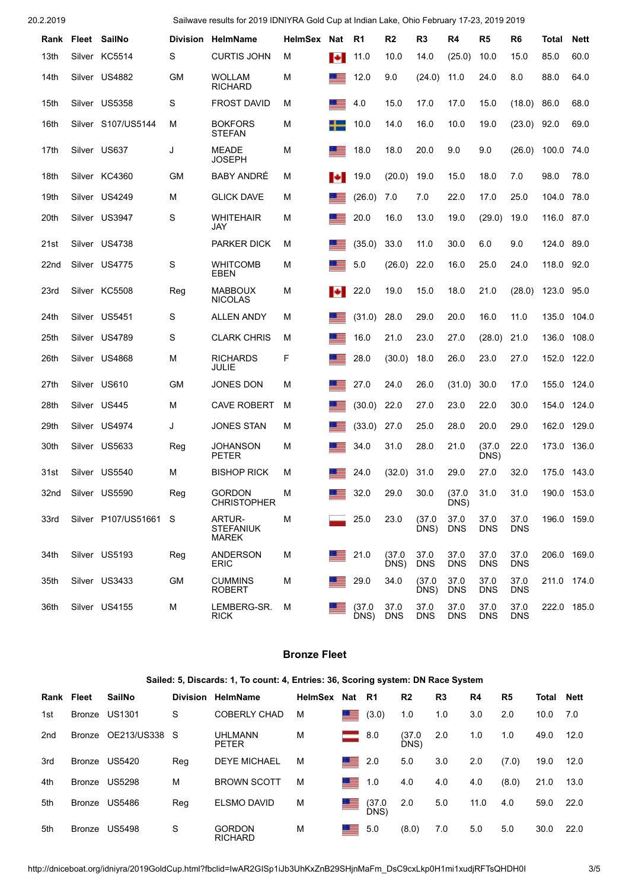| Rank | Fleet | SailNo | Division | HelmName | HelmSex | Nat | R1 | R2 | R3 | R4 | R5 | R6 | Total | Nett |
|---|---|---|---|---|---|---|---|---|---|---|---|---|---|---|
| 13th | Silver | KC5514 | S | CURTIS JOHN | M | | 11.0 | 10.0 | 14.0 | (25.0) | 10.0 | 15.0 | 85.0 | 60.0 |
| 14th | Silver | US4882 | GM | WOLLAM RICHARD | M | | 12.0 | 9.0 | (24.0) | 11.0 | 24.0 | 8.0 | 88.0 | 64.0 |
| 15th | Silver | US5358 | S | FROST DAVID | M | | 4.0 | 15.0 | 17.0 | 17.0 | 15.0 | (18.0) | 86.0 | 68.0 |
| 16th | Silver | S107/US5144 | M | BOKFORS STEFAN | M | | 10.0 | 14.0 | 16.0 | 10.0 | 19.0 | (23.0) | 92.0 | 69.0 |
| 17th | Silver | US637 | J | MEADE JOSEPH | M | | 18.0 | 18.0 | 20.0 | 9.0 | 9.0 | (26.0) | 100.0 | 74.0 |
| 18th | Silver | KC4360 | GM | BABY ANDRÉ | M | | 19.0 | (20.0) | 19.0 | 15.0 | 18.0 | 7.0 | 98.0 | 78.0 |
| 19th | Silver | US4249 | M | GLICK DAVE | M | | (26.0) | 7.0 | 7.0 | 22.0 | 17.0 | 25.0 | 104.0 | 78.0 |
| 20th | Silver | US3947 | S | WHITEHAIR JAY | M | | 20.0 | 16.0 | 13.0 | 19.0 | (29.0) | 19.0 | 116.0 | 87.0 |
| 21st | Silver | US4738 | | PARKER DICK | M | | (35.0) | 33.0 | 11.0 | 30.0 | 6.0 | 9.0 | 124.0 | 89.0 |
| 22nd | Silver | US4775 | S | WHITCOMB EBEN | M | | 5.0 | (26.0) | 22.0 | 16.0 | 25.0 | 24.0 | 118.0 | 92.0 |
| 23rd | Silver | KC5508 | Reg | MABBOUX NICOLAS | M | | 22.0 | 19.0 | 15.0 | 18.0 | 21.0 | (28.0) | 123.0 | 95.0 |
| 24th | Silver | US5451 | S | ALLEN ANDY | M | | (31.0) | 28.0 | 29.0 | 20.0 | 16.0 | 11.0 | 135.0 | 104.0 |
| 25th | Silver | US4789 | S | CLARK CHRIS | M | | 16.0 | 21.0 | 23.0 | 27.0 | (28.0) | 21.0 | 136.0 | 108.0 |
| 26th | Silver | US4868 | M | RICHARDS JULIE | F | | 28.0 | (30.0) | 18.0 | 26.0 | 23.0 | 27.0 | 152.0 | 122.0 |
| 27th | Silver | US610 | GM | JONES DON | M | | 27.0 | 24.0 | 26.0 | (31.0) | 30.0 | 17.0 | 155.0 | 124.0 |
| 28th | Silver | US445 | M | CAVE ROBERT | M | | (30.0) | 22.0 | 27.0 | 23.0 | 22.0 | 30.0 | 154.0 | 124.0 |
| 29th | Silver | US4974 | J | JONES STAN | M | | (33.0) | 27.0 | 25.0 | 28.0 | 20.0 | 29.0 | 162.0 | 129.0 |
| 30th | Silver | US5633 | Reg | JOHANSON PETER | M | | 34.0 | 31.0 | 28.0 | 21.0 | (37.0 DNS) | 22.0 | 173.0 | 136.0 |
| 31st | Silver | US5540 | M | BISHOP RICK | M | | 24.0 | (32.0) | 31.0 | 29.0 | 27.0 | 32.0 | 175.0 | 143.0 |
| 32nd | Silver | US5590 | Reg | GORDON CHRISTOPHER | M | | 32.0 | 29.0 | 30.0 | (37.0 DNS) | 31.0 | 31.0 | 190.0 | 153.0 |
| 33rd | Silver | P107/US51661 | S | ARTUR-STEFANIUK MAREK | M | | 25.0 | 23.0 | (37.0 DNS) | 37.0 DNS | 37.0 DNS | 37.0 DNS | 196.0 | 159.0 |
| 34th | Silver | US5193 | Reg | ANDERSON ERIC | M | | 21.0 | (37.0 DNS) | 37.0 DNS | 37.0 DNS | 37.0 DNS | 37.0 DNS | 206.0 | 169.0 |
| 35th | Silver | US3433 | GM | CUMMINS ROBERT | M | | 29.0 | 34.0 | (37.0 DNS) | 37.0 DNS | 37.0 DNS | 37.0 DNS | 211.0 | 174.0 |
| 36th | Silver | US4155 | M | LEMBERG-SR. RICK | M | | (37.0 DNS) | 37.0 DNS | 37.0 DNS | 37.0 DNS | 37.0 DNS | 37.0 DNS | 222.0 | 185.0 |

## Bronze Fleet

**Sailed: 5, Discards: 1, To count: 4, Entries: 36, Scoring system: DN Race System**

| Rank | Fleet | SailNo | Division | HelmName | HelmSex | Nat | R1 | R2 | R3 | R4 | R5 | Total | Nett |
|---|---|---|---|---|---|---|---|---|---|---|---|---|---|
| 1st | Bronze | US1301 | S | COBERLY CHAD | M | | (3.0) | 1.0 | 1.0 | 3.0 | 2.0 | 10.0 | 7.0 |
| 2nd | Bronze | OE213/US338 | S | UHLMANN PETER | M | | 8.0 | (37.0 DNS) | 2.0 | 1.0 | 1.0 | 49.0 | 12.0 |
| 3rd | Bronze | US5420 | Reg | DEYE MICHAEL | M | | 2.0 | 5.0 | 3.0 | 2.0 | (7.0) | 19.0 | 12.0 |
| 4th | Bronze | US5298 | M | BROWN SCOTT | M | | 1.0 | 4.0 | 4.0 | 4.0 | (8.0) | 21.0 | 13.0 |
| 5th | Bronze | US5486 | Reg | ELSMO DAVID | M | | (37.0 DNS) | 2.0 | 5.0 | 11.0 | 4.0 | 59.0 | 22.0 |
| 5th | Bronze | US5498 | S | GORDON RICHARD | M | | 5.0 | (8.0) | 7.0 | 5.0 | 5.0 | 30.0 | 22.0 |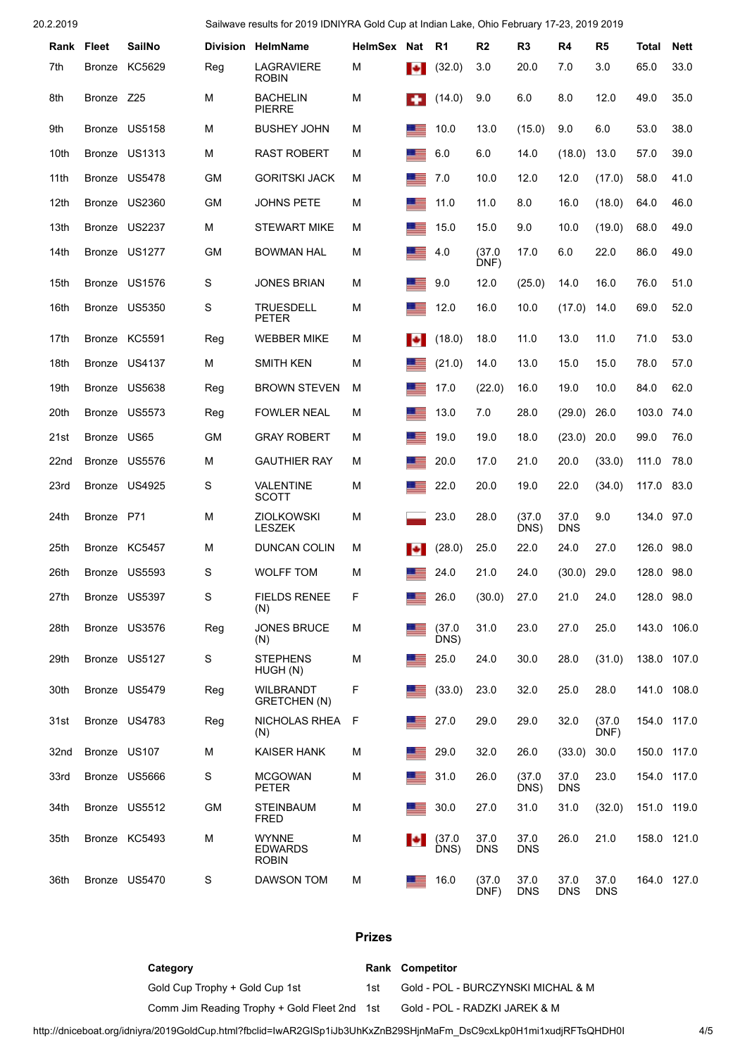| Rank | Fleet | SailNo | Division | HelmName | HelmSex | Nat | R1 | R2 | R3 | R4 | R5 | Total | Nett |
|---|---|---|---|---|---|---|---|---|---|---|---|---|---|
| 7th | Bronze | KC5629 | Reg | LAGRAVIERE ROBIN | M | | (32.0) | 3.0 | 20.0 | 7.0 | 3.0 | 65.0 | 33.0 |
| 8th | Bronze | Z25 | M | BACHELIN PIERRE | M | | (14.0) | 9.0 | 6.0 | 8.0 | 12.0 | 49.0 | 35.0 |
| 9th | Bronze | US5158 | M | BUSHEY JOHN | M | | 10.0 | 13.0 | (15.0) | 9.0 | 6.0 | 53.0 | 38.0 |
| 10th | Bronze | US1313 | M | RAST ROBERT | M | | 6.0 | 6.0 | 14.0 | (18.0) | 13.0 | 57.0 | 39.0 |
| 11th | Bronze | US5478 | GM | GORITSKI JACK | M | | 7.0 | 10.0 | 12.0 | 12.0 | (17.0) | 58.0 | 41.0 |
| 12th | Bronze | US2360 | GM | JOHNS PETE | M | | 11.0 | 11.0 | 8.0 | 16.0 | (18.0) | 64.0 | 46.0 |
| 13th | Bronze | US2237 | M | STEWART MIKE | M | | 15.0 | 15.0 | 9.0 | 10.0 | (19.0) | 68.0 | 49.0 |
| 14th | Bronze | US1277 | GM | BOWMAN HAL | M | | 4.0 | (37.0 DNF) | 17.0 | 6.0 | 22.0 | 86.0 | 49.0 |
| 15th | Bronze | US1576 | S | JONES BRIAN | M | | 9.0 | 12.0 | (25.0) | 14.0 | 16.0 | 76.0 | 51.0 |
| 16th | Bronze | US5350 | S | TRUESDELL PETER | M | | 12.0 | 16.0 | 10.0 | (17.0) | 14.0 | 69.0 | 52.0 |
| 17th | Bronze | KC5591 | Reg | WEBBER MIKE | M | | (18.0) | 18.0 | 11.0 | 13.0 | 11.0 | 71.0 | 53.0 |
| 18th | Bronze | US4137 | M | SMITH KEN | M | | (21.0) | 14.0 | 13.0 | 15.0 | 15.0 | 78.0 | 57.0 |
| 19th | Bronze | US5638 | Reg | BROWN STEVEN | M | | 17.0 | (22.0) | 16.0 | 19.0 | 10.0 | 84.0 | 62.0 |
| 20th | Bronze | US5573 | Reg | FOWLER NEAL | M | | 13.0 | 7.0 | 28.0 | (29.0) | 26.0 | 103.0 | 74.0 |
| 21st | Bronze | US65 | GM | GRAY ROBERT | M | | 19.0 | 19.0 | 18.0 | (23.0) | 20.0 | 99.0 | 76.0 |
| 22nd | Bronze | US5576 | M | GAUTHIER RAY | M | | 20.0 | 17.0 | 21.0 | 20.0 | (33.0) | 111.0 | 78.0 |
| 23rd | Bronze | US4925 | S | VALENTINE SCOTT | M | | 22.0 | 20.0 | 19.0 | 22.0 | (34.0) | 117.0 | 83.0 |
| 24th | Bronze | P71 | M | ZIOLKOWSKI LESZEK | M | | 23.0 | 28.0 | (37.0 DNS) | 37.0 DNS | 9.0 | 134.0 | 97.0 |
| 25th | Bronze | KC5457 | M | DUNCAN COLIN | M | | (28.0) | 25.0 | 22.0 | 24.0 | 27.0 | 126.0 | 98.0 |
| 26th | Bronze | US5593 | S | WOLFF TOM | M | | 24.0 | 21.0 | 24.0 | (30.0) | 29.0 | 128.0 | 98.0 |
| 27th | Bronze | US5397 | S | FIELDS RENEE (N) | F | | 26.0 | (30.0) | 27.0 | 21.0 | 24.0 | 128.0 | 98.0 |
| 28th | Bronze | US3576 | Reg | JONES BRUCE (N) | M | | (37.0 DNS) | 31.0 | 23.0 | 27.0 | 25.0 | 143.0 | 106.0 |
| 29th | Bronze | US5127 | S | STEPHENS HUGH (N) | M | | 25.0 | 24.0 | 30.0 | 28.0 | (31.0) | 138.0 | 107.0 |
| 30th | Bronze | US5479 | Reg | WILBRANDT GRETCHEN (N) | F | | (33.0) | 23.0 | 32.0 | 25.0 | 28.0 | 141.0 | 108.0 |
| 31st | Bronze | US4783 | Reg | NICHOLAS RHEA (N) | F | | 27.0 | 29.0 | 29.0 | 32.0 | (37.0 DNF) | 154.0 | 117.0 |
| 32nd | Bronze | US107 | M | KAISER HANK | M | | 29.0 | 32.0 | 26.0 | (33.0) | 30.0 | 150.0 | 117.0 |
| 33rd | Bronze | US5666 | S | MCGOWAN PETER | M | | 31.0 | 26.0 | (37.0 DNS) | 37.0 DNS | 23.0 | 154.0 | 117.0 |
| 34th | Bronze | US5512 | GM | STEINBAUM FRED | M | | 30.0 | 27.0 | 31.0 | 31.0 | (32.0) | 151.0 | 119.0 |
| 35th | Bronze | KC5493 | M | WYNNE EDWARDS ROBIN | M | | (37.0 DNS) | 37.0 DNS | 37.0 DNS | 26.0 | 21.0 | 158.0 | 121.0 |
| 36th | Bronze | US5470 | S | DAWSON TOM | M | | 16.0 | (37.0 DNF) | 37.0 DNS | 37.0 DNS | 37.0 DNS | 164.0 | 127.0 |

## Prizes

| Category | Rank | Competitor |
|---|---|---|
| Gold Cup Trophy + Gold Cup 1st | 1st | Gold - POL - BURCZYNSKI MICHAL & M |
| Comm Jim Reading Trophy + Gold Fleet 2nd | 1st | Gold - POL - RADZKI JAREK & M |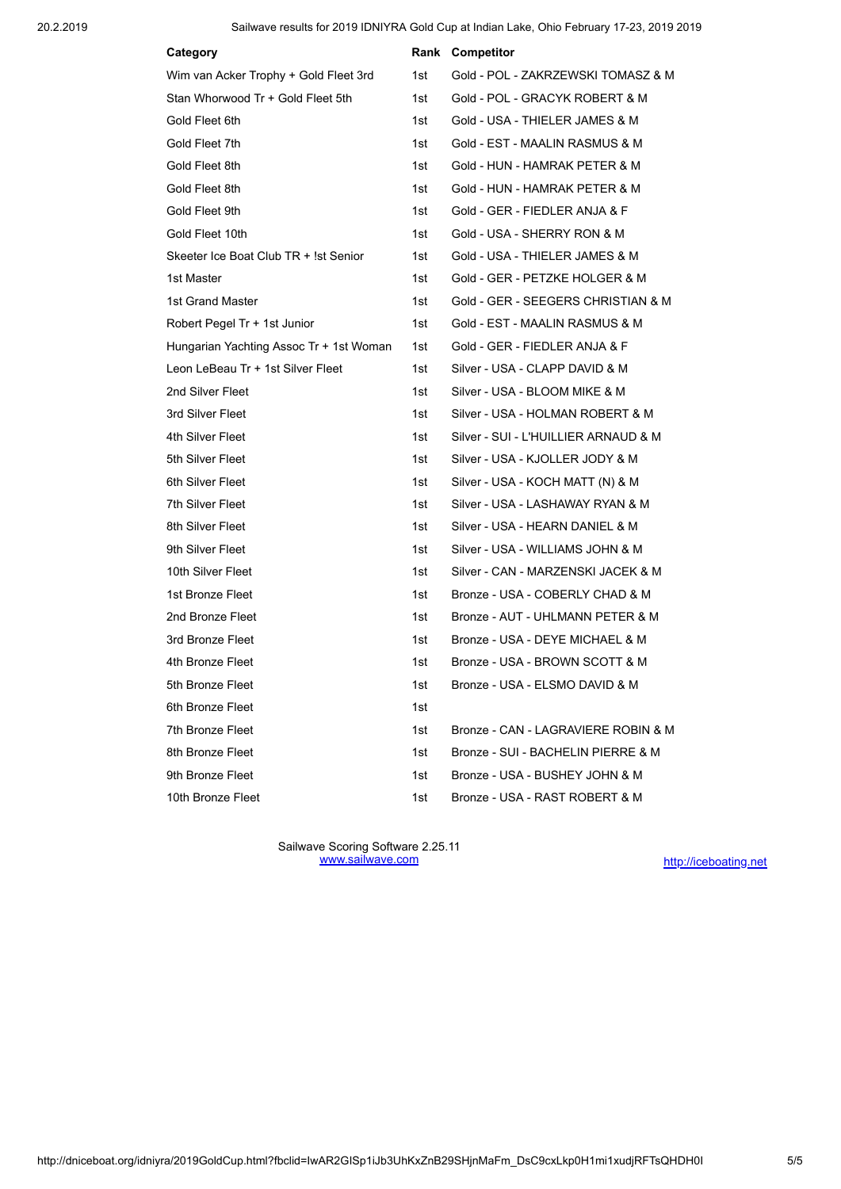| Category | Rank | Competitor |
|---|---|---|
| Wim van Acker Trophy + Gold Fleet 3rd | 1st | Gold - POL - ZAKRZEWSKI TOMASZ & M |
| Stan Whorwood Tr + Gold Fleet 5th | 1st | Gold - POL - GRACYK ROBERT & M |
| Gold Fleet 6th | 1st | Gold - USA - THIELER JAMES & M |
| Gold Fleet 7th | 1st | Gold - EST - MAALIN RASMUS & M |
| Gold Fleet 8th | 1st | Gold - HUN - HAMRAK PETER & M |
| Gold Fleet 8th | 1st | Gold - HUN - HAMRAK PETER & M |
| Gold Fleet 9th | 1st | Gold - GER - FIEDLER ANJA & F |
| Gold Fleet 10th | 1st | Gold - USA - SHERRY RON & M |
| Skeeter Ice Boat Club TR + !st Senior | 1st | Gold - USA - THIELER JAMES & M |
| 1st Master | 1st | Gold - GER - PETZKE HOLGER & M |
| 1st Grand Master | 1st | Gold - GER - SEEGERS CHRISTIAN & M |
| Robert Pegel Tr + 1st Junior | 1st | Gold - EST - MAALIN RASMUS & M |
| Hungarian Yachting Assoc Tr + 1st Woman | 1st | Gold - GER - FIEDLER ANJA & F |
| Leon LeBeau Tr + 1st Silver Fleet | 1st | Silver - USA - CLAPP DAVID & M |
| 2nd Silver Fleet | 1st | Silver - USA - BLOOM MIKE & M |
| 3rd Silver Fleet | 1st | Silver - USA - HOLMAN ROBERT & M |
| 4th Silver Fleet | 1st | Silver - SUI - L'HUILLIER ARNAUD & M |
| 5th Silver Fleet | 1st | Silver - USA - KJOLLER JODY & M |
| 6th Silver Fleet | 1st | Silver - USA - KOCH MATT (N) & M |
| 7th Silver Fleet | 1st | Silver - USA - LASHAWAY RYAN & M |
| 8th Silver Fleet | 1st | Silver - USA - HEARN DANIEL & M |
| 9th Silver Fleet | 1st | Silver - USA - WILLIAMS JOHN & M |
| 10th Silver Fleet | 1st | Silver - CAN - MARZENSKI JACEK & M |
| 1st Bronze Fleet | 1st | Bronze - USA - COBERLY CHAD & M |
| 2nd Bronze Fleet | 1st | Bronze - AUT - UHLMANN PETER & M |
| 3rd Bronze Fleet | 1st | Bronze - USA - DEYE MICHAEL & M |
| 4th Bronze Fleet | 1st | Bronze - USA - BROWN SCOTT & M |
| 5th Bronze Fleet | 1st | Bronze - USA - ELSMO DAVID & M |
| 6th Bronze Fleet | 1st | |
| 7th Bronze Fleet | 1st | Bronze - CAN - LAGRAVIERE ROBIN & M |
| 8th Bronze Fleet | 1st | Bronze - SUI - BACHELIN PIERRE & M |
| 9th Bronze Fleet | 1st | Bronze - USA - BUSHEY JOHN & M |
| 10th Bronze Fleet | 1st | Bronze - USA - RAST ROBERT & M |

Sailwave Scoring Software 2.25.11
www.sailwave.com

http://iceboating.net